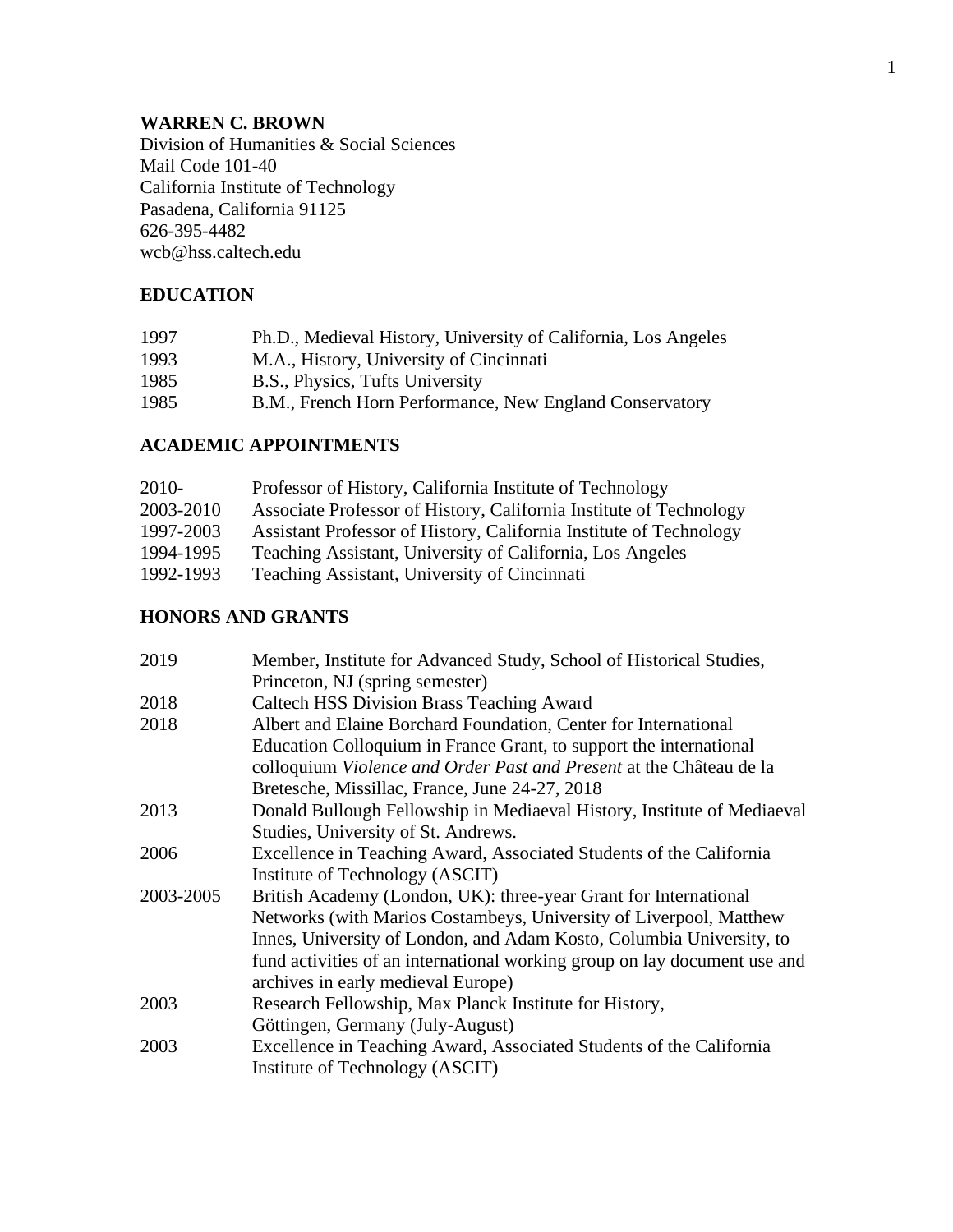# WARREN C. BROWN

Division of Humanities & Social Sciences
Mail Code 101-40
California Institute of Technology
Pasadena, California 91125
626-395-4482
wcb@hss.caltech.edu

## EDUCATION

| | |
|---|---|
| 1997 | Ph.D., Medieval History, University of California, Los Angeles |
| 1993 | M.A., History, University of Cincinnati |
| 1985 | B.S., Physics, Tufts University |
| 1985 | B.M., French Horn Performance, New England Conservatory |

## ACADEMIC APPOINTMENTS

| | |
|---|---|
| 2010- | Professor of History, California Institute of Technology |
| 2003-2010 | Associate Professor of History, California Institute of Technology |
| 1997-2003 | Assistant Professor of History, California Institute of Technology |
| 1994-1995 | Teaching Assistant, University of California, Los Angeles |
| 1992-1993 | Teaching Assistant, University of Cincinnati |

## HONORS AND GRANTS

| | |
|---|---|
| 2019 | Member, Institute for Advanced Study, School of Historical Studies, Princeton, NJ (spring semester) |
| 2018 | Caltech HSS Division Brass Teaching Award |
| 2018 | Albert and Elaine Borchard Foundation, Center for International Education Colloquium in France Grant, to support the international colloquium *Violence and Order Past and Present* at the Château de la Bretesche, Missillac, France, June 24-27, 2018 |
| 2013 | Donald Bullough Fellowship in Mediaeval History, Institute of Mediaeval Studies, University of St. Andrews. |
| 2006 | Excellence in Teaching Award, Associated Students of the California Institute of Technology (ASCIT) |
| 2003-2005 | British Academy (London, UK): three-year Grant for International Networks (with Marios Costambeys, University of Liverpool, Matthew Innes, University of London, and Adam Kosto, Columbia University, to fund activities of an international working group on lay document use and archives in early medieval Europe) |
| 2003 | Research Fellowship, Max Planck Institute for History, Göttingen, Germany (July-August) |
| 2003 | Excellence in Teaching Award, Associated Students of the California Institute of Technology (ASCIT) |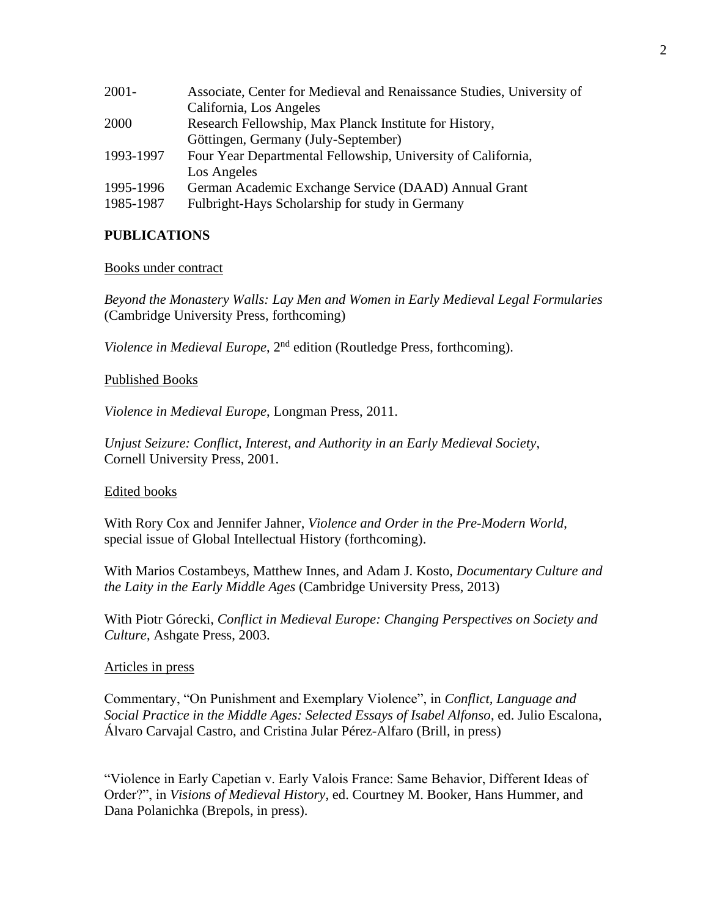| | |
|---|---|
| 2001- | Associate, Center for Medieval and Renaissance Studies, University of California, Los Angeles |
| 2000 | Research Fellowship, Max Planck Institute for History, Göttingen, Germany (July-September) |
| 1993-1997 | Four Year Departmental Fellowship, University of California, Los Angeles |
| 1995-1996 | German Academic Exchange Service (DAAD) Annual Grant |
| 1985-1987 | Fulbright-Hays Scholarship for study in Germany |

**PUBLICATIONS**

Books under contract

*Beyond the Monastery Walls: Lay Men and Women in Early Medieval Legal Formularies* (Cambridge University Press, forthcoming)

*Violence in Medieval Europe*, 2nd edition (Routledge Press, forthcoming).

Published Books

*Violence in Medieval Europe*, Longman Press, 2011.

*Unjust Seizure: Conflict, Interest, and Authority in an Early Medieval Society*, Cornell University Press, 2001.

Edited books

With Rory Cox and Jennifer Jahner, *Violence and Order in the Pre-Modern World*, special issue of Global Intellectual History (forthcoming).

With Marios Costambeys, Matthew Innes, and Adam J. Kosto, *Documentary Culture and the Laity in the Early Middle Ages* (Cambridge University Press, 2013)

With Piotr Górecki, *Conflict in Medieval Europe: Changing Perspectives on Society and Culture*, Ashgate Press, 2003.

Articles in press

Commentary, "On Punishment and Exemplary Violence", in *Conflict, Language and Social Practice in the Middle Ages: Selected Essays of Isabel Alfonso*, ed. Julio Escalona, Álvaro Carvajal Castro, and Cristina Jular Pérez-Alfaro (Brill, in press)

"Violence in Early Capetian v. Early Valois France: Same Behavior, Different Ideas of Order?", in *Visions of Medieval History*, ed. Courtney M. Booker, Hans Hummer, and Dana Polanichka (Brepols, in press).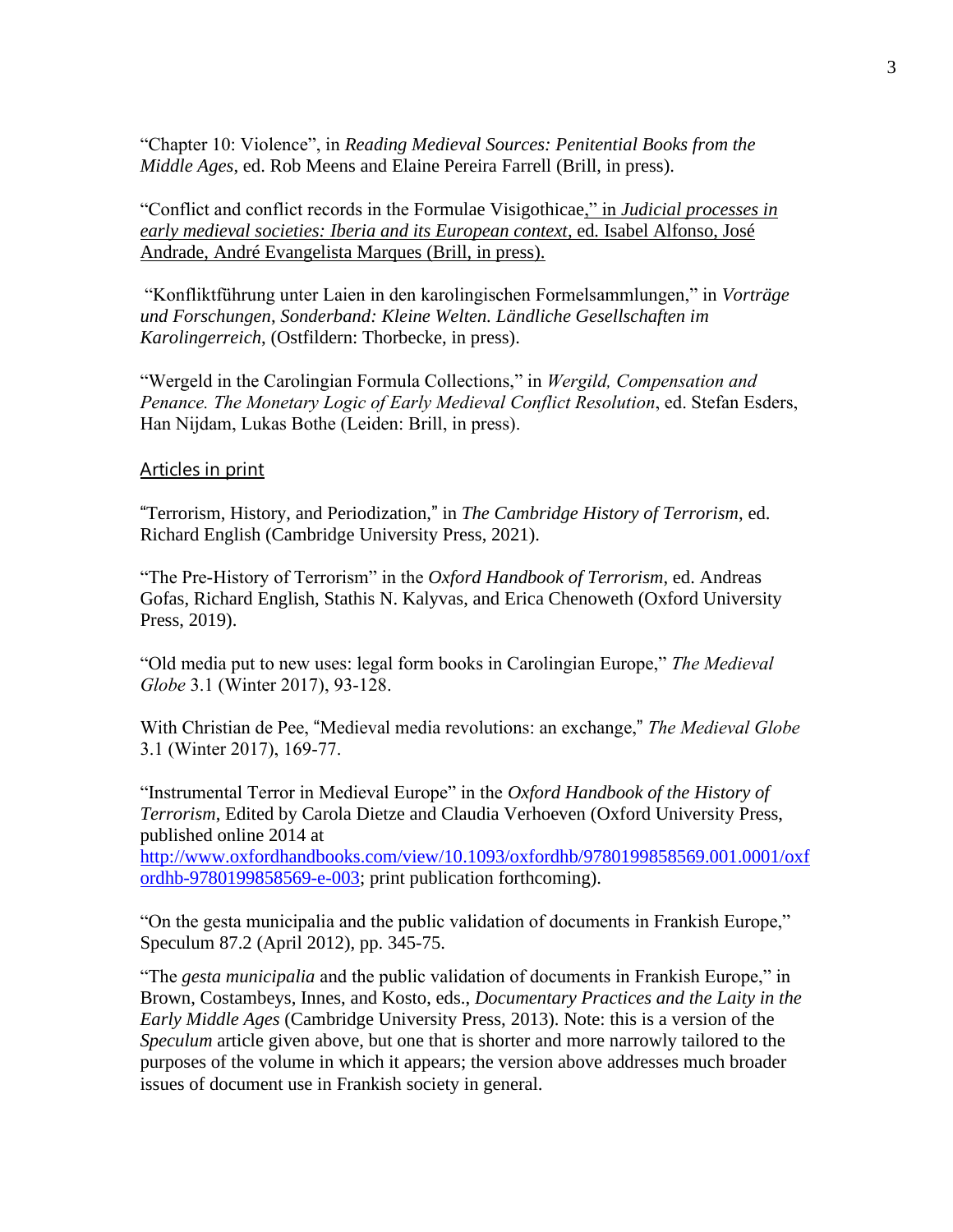"Chapter 10: Violence", in *Reading Medieval Sources: Penitential Books from the Middle Ages*, ed. Rob Meens and Elaine Pereira Farrell (Brill, in press).

"Conflict and conflict records in the Formulae Visigothicae," in *Judicial processes in early medieval societies: Iberia and its European context*, ed. Isabel Alfonso, José Andrade, André Evangelista Marques (Brill, in press).

"Konfliktführung unter Laien in den karolingischen Formelsammlungen," in *Vorträge und Forschungen, Sonderband: Kleine Welten. Ländliche Gesellschaften im Karolingerreich*, (Ostfildern: Thorbecke, in press).

"Wergeld in the Carolingian Formula Collections," in *Wergild, Compensation and Penance. The Monetary Logic of Early Medieval Conflict Resolution*, ed. Stefan Esders, Han Nijdam, Lukas Bothe (Leiden: Brill, in press).

## Articles in print

"Terrorism, History, and Periodization," in *The Cambridge History of Terrorism*, ed. Richard English (Cambridge University Press, 2021).

"The Pre-History of Terrorism" in the *Oxford Handbook of Terrorism*, ed. Andreas Gofas, Richard English, Stathis N. Kalyvas, and Erica Chenoweth (Oxford University Press, 2019).

"Old media put to new uses: legal form books in Carolingian Europe," *The Medieval Globe* 3.1 (Winter 2017), 93-128.

With Christian de Pee, "Medieval media revolutions: an exchange," *The Medieval Globe* 3.1 (Winter 2017), 169-77.

"Instrumental Terror in Medieval Europe" in the *Oxford Handbook of the History of Terrorism*, Edited by Carola Dietze and Claudia Verhoeven (Oxford University Press, published online 2014 at http://www.oxfordhandbooks.com/view/10.1093/oxfordhb/9780199858569.001.0001/oxfordhb-9780199858569-e-003; print publication forthcoming).

"On the gesta municipalia and the public validation of documents in Frankish Europe," Speculum 87.2 (April 2012), pp. 345-75.

"The *gesta municipalia* and the public validation of documents in Frankish Europe," in Brown, Costambeys, Innes, and Kosto, eds., *Documentary Practices and the Laity in the Early Middle Ages* (Cambridge University Press, 2013). Note: this is a version of the *Speculum* article given above, but one that is shorter and more narrowly tailored to the purposes of the volume in which it appears; the version above addresses much broader issues of document use in Frankish society in general.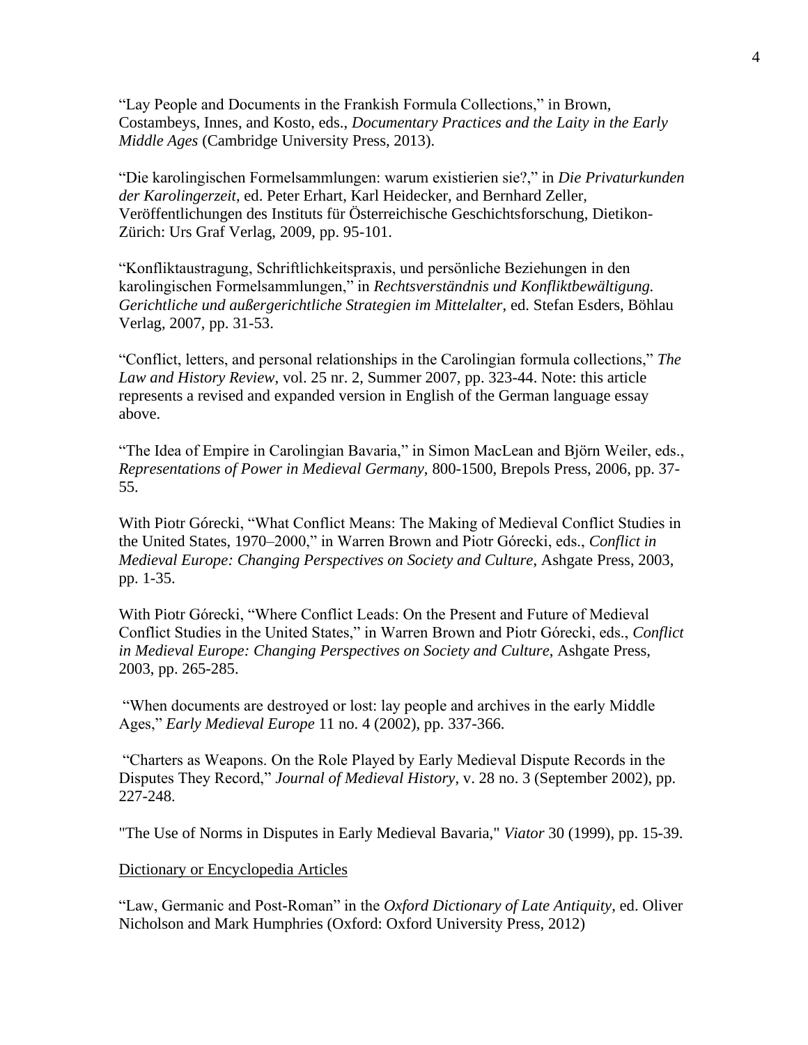“Lay People and Documents in the Frankish Formula Collections,” in Brown, Costambeys, Innes, and Kosto, eds., *Documentary Practices and the Laity in the Early Middle Ages* (Cambridge University Press, 2013).

“Die karolingischen Formelsammlungen: warum existierien sie?,” in *Die Privaturkunden der Karolingerzeit*, ed. Peter Erhart, Karl Heidecker, and Bernhard Zeller, Veröffentlichungen des Instituts für Österreichische Geschichtsforschung, Dietikon-Zürich: Urs Graf Verlag, 2009, pp. 95-101.

“Konfliktaustragung, Schriftlichkeitspraxis, und persönliche Beziehungen in den karolingischen Formelsammlungen,” in *Rechtsverständnis und Konfliktbewältigung. Gerichtliche und außergerichtliche Strategien im Mittelalter*, ed. Stefan Esders, Böhlau Verlag, 2007, pp. 31-53.

“Conflict, letters, and personal relationships in the Carolingian formula collections,” *The Law and History Review*, vol. 25 nr. 2, Summer 2007, pp. 323-44. Note: this article represents a revised and expanded version in English of the German language essay above.

“The Idea of Empire in Carolingian Bavaria,” in Simon MacLean and Björn Weiler, eds., *Representations of Power in Medieval Germany*, 800-1500, Brepols Press, 2006, pp. 37-55.

With Piotr Górecki, “What Conflict Means: The Making of Medieval Conflict Studies in the United States, 1970–2000,” in Warren Brown and Piotr Górecki, eds., *Conflict in Medieval Europe: Changing Perspectives on Society and Culture*, Ashgate Press, 2003, pp. 1-35.

With Piotr Górecki, “Where Conflict Leads: On the Present and Future of Medieval Conflict Studies in the United States,” in Warren Brown and Piotr Górecki, eds., *Conflict in Medieval Europe: Changing Perspectives on Society and Culture*, Ashgate Press, 2003, pp. 265-285.

“When documents are destroyed or lost: lay people and archives in the early Middle Ages,” *Early Medieval Europe* 11 no. 4 (2002), pp. 337-366.

“Charters as Weapons. On the Role Played by Early Medieval Dispute Records in the Disputes They Record,” *Journal of Medieval History*, v. 28 no. 3 (September 2002), pp. 227-248.

"The Use of Norms in Disputes in Early Medieval Bavaria," *Viator* 30 (1999), pp. 15-39.

<u>Dictionary or Encyclopedia Articles</u>

“Law, Germanic and Post-Roman” in the *Oxford Dictionary of Late Antiquity*, ed. Oliver Nicholson and Mark Humphries (Oxford: Oxford University Press, 2012)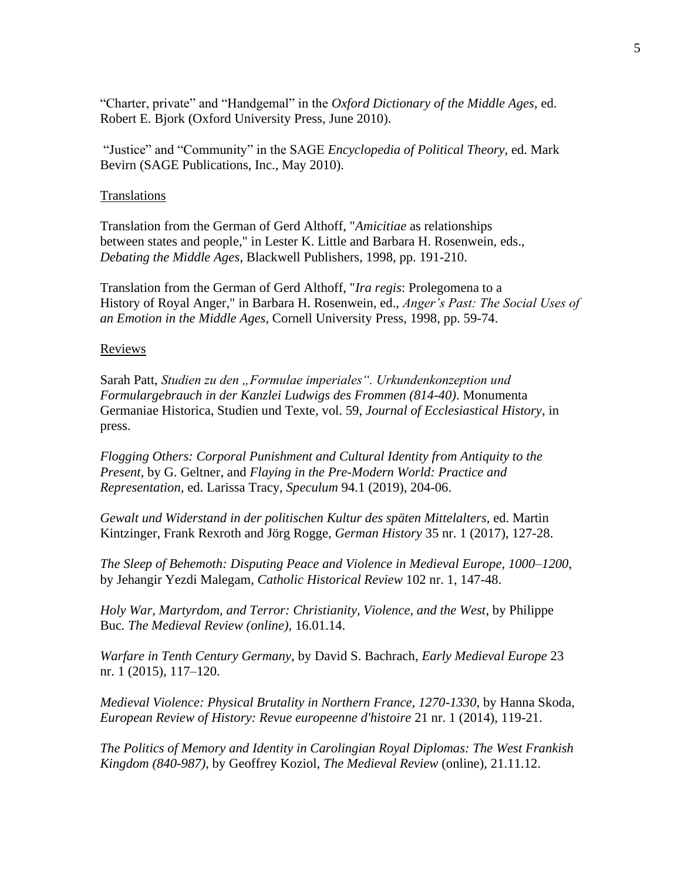“Charter, private” and “Handgemal” in the *Oxford Dictionary of the Middle Ages*, ed. Robert E. Bjork (Oxford University Press, June 2010).

“Justice” and “Community” in the SAGE *Encyclopedia of Political Theory*, ed. Mark Bevirn (SAGE Publications, Inc., May 2010).

<u>Translations</u>

Translation from the German of Gerd Althoff, "*Amicitiae* as relationships between states and people," in Lester K. Little and Barbara H. Rosenwein, eds., *Debating the Middle Ages*, Blackwell Publishers, 1998, pp. 191-210.

Translation from the German of Gerd Althoff, "*Ira regis*: Prolegomena to a History of Royal Anger," in Barbara H. Rosenwein, ed., *Anger's Past: The Social Uses of an Emotion in the Middle Ages*, Cornell University Press, 1998, pp. 59-74.

<u>Reviews</u>

Sarah Patt, *Studien zu den „Formulae imperiales“. Urkundenkonzeption und Formulargebrauch in der Kanzlei Ludwigs des Frommen (814-40)*. Monumenta Germaniae Historica, Studien und Texte, vol. 59, *Journal of Ecclesiastical History*, in press.

*Flogging Others: Corporal Punishment and Cultural Identity from Antiquity to the Present*, by G. Geltner, and *Flaying in the Pre-Modern World: Practice and Representation*, ed. Larissa Tracy, *Speculum* 94.1 (2019), 204-06.

*Gewalt und Widerstand in der politischen Kultur des späten Mittelalters*, ed. Martin Kintzinger, Frank Rexroth and Jörg Rogge, *German History* 35 nr. 1 (2017), 127-28.

*The Sleep of Behemoth: Disputing Peace and Violence in Medieval Europe, 1000–1200*, by Jehangir Yezdi Malegam, *Catholic Historical Review* 102 nr. 1, 147-48.

*Holy War, Martyrdom, and Terror: Christianity, Violence, and the West*, by Philippe Buc. *The Medieval Review (online)*, 16.01.14.

*Warfare in Tenth Century Germany*, by David S. Bachrach, *Early Medieval Europe* 23 nr. 1 (2015), 117–120.

*Medieval Violence: Physical Brutality in Northern France, 1270-1330*, by Hanna Skoda, *European Review of History: Revue europeenne d'histoire* 21 nr. 1 (2014), 119-21.

*The Politics of Memory and Identity in Carolingian Royal Diplomas: The West Frankish Kingdom (840-987)*, by Geoffrey Koziol, *The Medieval Review* (online), 21.11.12.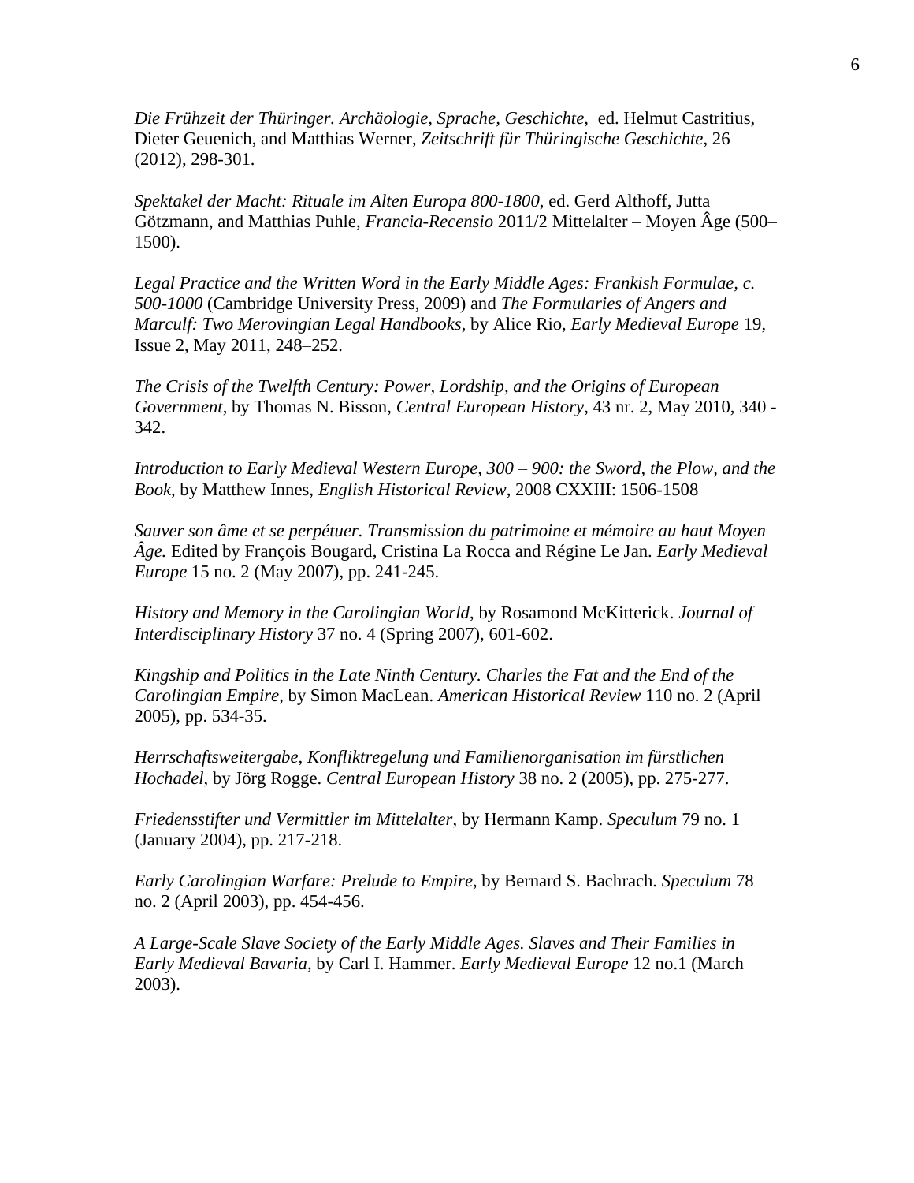*Die Frühzeit der Thüringer. Archäologie, Sprache, Geschichte*, ed. Helmut Castritius, Dieter Geuenich, and Matthias Werner, *Zeitschrift für Thüringische Geschichte*, 26 (2012), 298-301.

*Spektakel der Macht: Rituale im Alten Europa 800-1800*, ed. Gerd Althoff, Jutta Götzmann, and Matthias Puhle, *Francia-Recensio* 2011/2 Mittelalter – Moyen Âge (500–1500).

*Legal Practice and the Written Word in the Early Middle Ages: Frankish Formulae, c. 500-1000* (Cambridge University Press, 2009) and *The Formularies of Angers and Marculf: Two Merovingian Legal Handbooks*, by Alice Rio, *Early Medieval Europe* 19, Issue 2, May 2011, 248–252.

*The Crisis of the Twelfth Century: Power, Lordship, and the Origins of European Government*, by Thomas N. Bisson, *Central European History*, 43 nr. 2, May 2010, 340 - 342.

*Introduction to Early Medieval Western Europe, 300 – 900: the Sword, the Plow, and the Book*, by Matthew Innes, *English Historical Review*, 2008 CXXIII: 1506-1508

*Sauver son âme et se perpétuer. Transmission du patrimoine et mémoire au haut Moyen Âge.* Edited by François Bougard, Cristina La Rocca and Régine Le Jan. *Early Medieval Europe* 15 no. 2 (May 2007), pp. 241-245.

*History and Memory in the Carolingian World*, by Rosamond McKitterick. *Journal of Interdisciplinary History* 37 no. 4 (Spring 2007), 601-602.

*Kingship and Politics in the Late Ninth Century. Charles the Fat and the End of the Carolingian Empire*, by Simon MacLean. *American Historical Review* 110 no. 2 (April 2005), pp. 534-35.

*Herrschaftsweitergabe, Konfliktregelung und Familienorganisation im fürstlichen Hochadel*, by Jörg Rogge. *Central European History* 38 no. 2 (2005), pp. 275-277.

*Friedensstifter und Vermittler im Mittelalter*, by Hermann Kamp. *Speculum* 79 no. 1 (January 2004), pp. 217-218.

*Early Carolingian Warfare: Prelude to Empire*, by Bernard S. Bachrach. *Speculum* 78 no. 2 (April 2003), pp. 454-456.

*A Large-Scale Slave Society of the Early Middle Ages. Slaves and Their Families in Early Medieval Bavaria*, by Carl I. Hammer. *Early Medieval Europe* 12 no.1 (March 2003).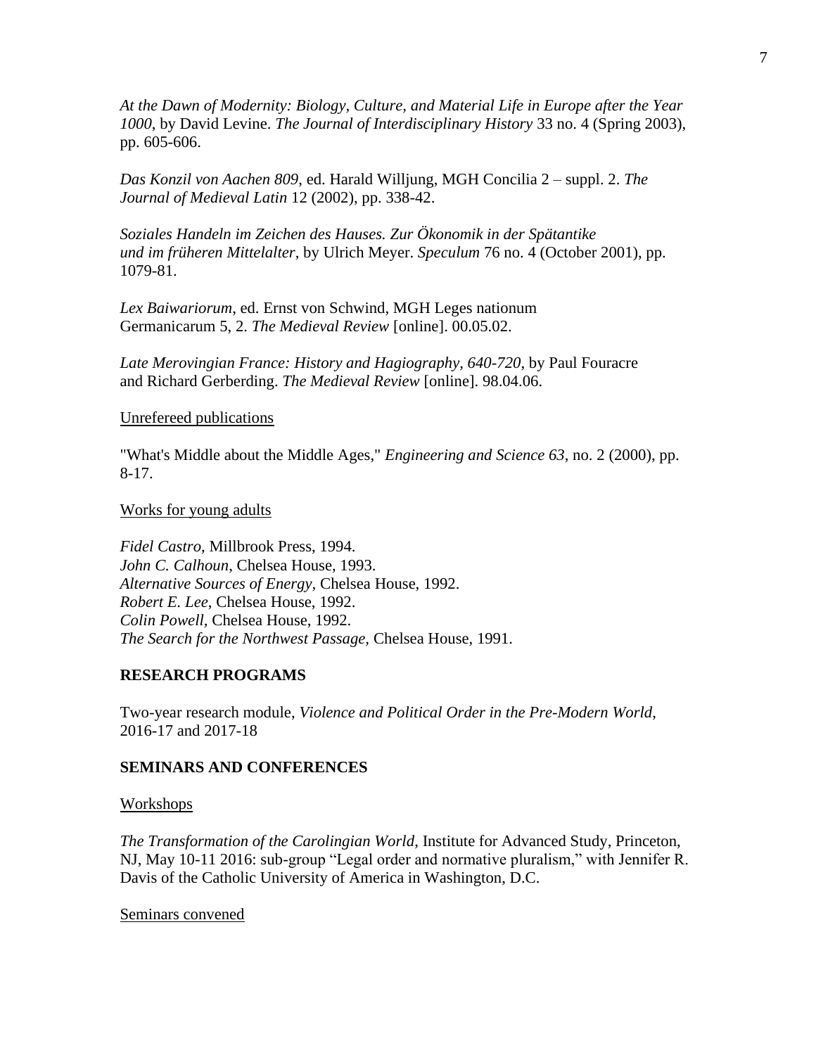*At the Dawn of Modernity: Biology, Culture, and Material Life in Europe after the Year 1000*, by David Levine. *The Journal of Interdisciplinary History* 33 no. 4 (Spring 2003), pp. 605-606.

*Das Konzil von Aachen 809*, ed. Harald Willjung, MGH Concilia 2 – suppl. 2. *The Journal of Medieval Latin* 12 (2002), pp. 338-42.

*Soziales Handeln im Zeichen des Hauses. Zur Ökonomik in der Spätantike und im früheren Mittelalter*, by Ulrich Meyer. *Speculum* 76 no. 4 (October 2001), pp. 1079-81.

*Lex Baiwariorum*, ed. Ernst von Schwind, MGH Leges nationum Germanicarum 5, 2. *The Medieval Review* [online]. 00.05.02.

*Late Merovingian France: History and Hagiography, 640-720*, by Paul Fouracre and Richard Gerberding. *The Medieval Review* [online]. 98.04.06.

Unrefereed publications

"What's Middle about the Middle Ages," *Engineering and Science 63*, no. 2 (2000), pp. 8-17.

Works for young adults

*Fidel Castro*, Millbrook Press, 1994.
*John C. Calhoun*, Chelsea House, 1993.
*Alternative Sources of Energy*, Chelsea House, 1992.
*Robert E. Lee*, Chelsea House, 1992.
*Colin Powell*, Chelsea House, 1992.
*The Search for the Northwest Passage*, Chelsea House, 1991.

## RESEARCH PROGRAMS

Two-year research module, *Violence and Political Order in the Pre-Modern World*, 2016-17 and 2017-18

## SEMINARS AND CONFERENCES

Workshops

*The Transformation of the Carolingian World*, Institute for Advanced Study, Princeton, NJ, May 10-11 2016: sub-group "Legal order and normative pluralism," with Jennifer R. Davis of the Catholic University of America in Washington, D.C.

Seminars convened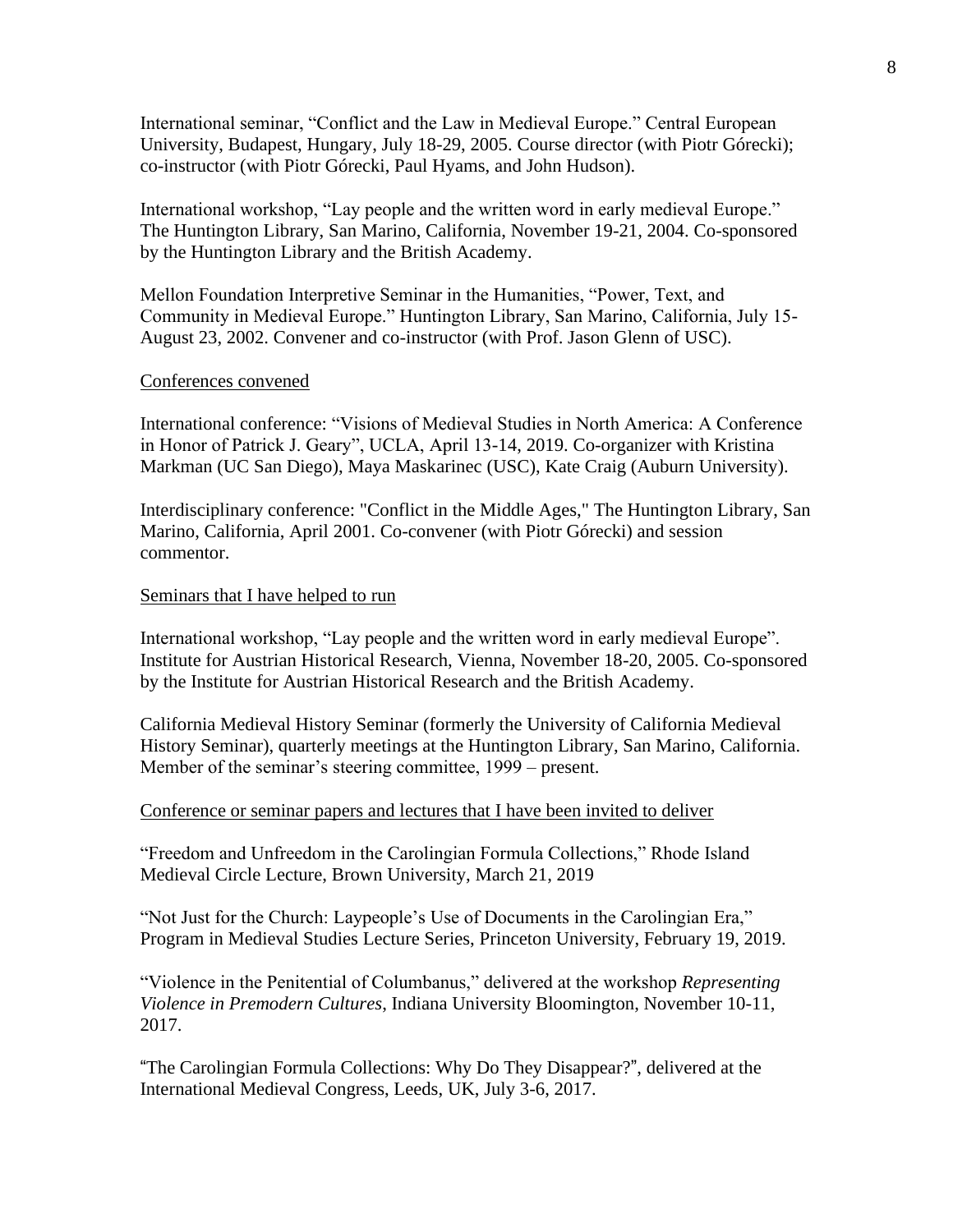International seminar, “Conflict and the Law in Medieval Europe.” Central European University, Budapest, Hungary, July 18-29, 2005. Course director (with Piotr Górecki); co-instructor (with Piotr Górecki, Paul Hyams, and John Hudson).

International workshop, “Lay people and the written word in early medieval Europe.” The Huntington Library, San Marino, California, November 19-21, 2004. Co-sponsored by the Huntington Library and the British Academy.

Mellon Foundation Interpretive Seminar in the Humanities, “Power, Text, and Community in Medieval Europe.” Huntington Library, San Marino, California, July 15-August 23, 2002. Convener and co-instructor (with Prof. Jason Glenn of USC).

<u>Conferences convened</u>

International conference: “Visions of Medieval Studies in North America: A Conference in Honor of Patrick J. Geary”, UCLA, April 13-14, 2019. Co-organizer with Kristina Markman (UC San Diego), Maya Maskarinec (USC), Kate Craig (Auburn University).

Interdisciplinary conference: "Conflict in the Middle Ages," The Huntington Library, San Marino, California, April 2001. Co-convener (with Piotr Górecki) and session commentor.

<u>Seminars that I have helped to run</u>

International workshop, “Lay people and the written word in early medieval Europe”. Institute for Austrian Historical Research, Vienna, November 18-20, 2005. Co-sponsored by the Institute for Austrian Historical Research and the British Academy.

California Medieval History Seminar (formerly the University of California Medieval History Seminar), quarterly meetings at the Huntington Library, San Marino, California. Member of the seminar’s steering committee, 1999 – present.

<u>Conference or seminar papers and lectures that I have been invited to deliver</u>

“Freedom and Unfreedom in the Carolingian Formula Collections,” Rhode Island Medieval Circle Lecture, Brown University, March 21, 2019

“Not Just for the Church: Laypeople’s Use of Documents in the Carolingian Era,” Program in Medieval Studies Lecture Series, Princeton University, February 19, 2019.

“Violence in the Penitential of Columbanus,” delivered at the workshop *Representing Violence in Premodern Cultures*, Indiana University Bloomington, November 10-11, 2017.

“The Carolingian Formula Collections: Why Do They Disappear?”, delivered at the International Medieval Congress, Leeds, UK, July 3-6, 2017.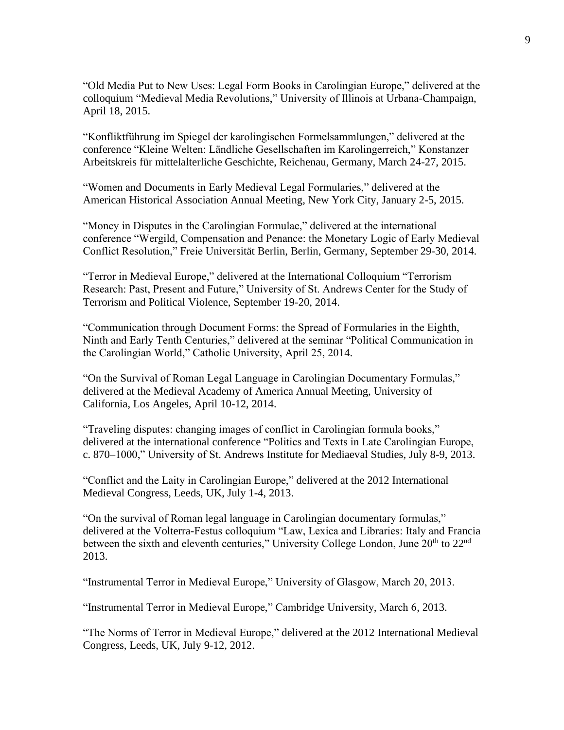"Old Media Put to New Uses: Legal Form Books in Carolingian Europe," delivered at the colloquium "Medieval Media Revolutions," University of Illinois at Urbana-Champaign, April 18, 2015.

"Konfliktführung im Spiegel der karolingischen Formelsammlungen," delivered at the conference "Kleine Welten: Ländliche Gesellschaften im Karolingerreich," Konstanzer Arbeitskreis für mittelalterliche Geschichte, Reichenau, Germany, March 24-27, 2015.

"Women and Documents in Early Medieval Legal Formularies," delivered at the American Historical Association Annual Meeting, New York City, January 2-5, 2015.

"Money in Disputes in the Carolingian Formulae," delivered at the international conference "Wergild, Compensation and Penance: the Monetary Logic of Early Medieval Conflict Resolution," Freie Universität Berlin, Berlin, Germany, September 29-30, 2014.

"Terror in Medieval Europe," delivered at the International Colloquium "Terrorism Research: Past, Present and Future," University of St. Andrews Center for the Study of Terrorism and Political Violence, September 19-20, 2014.

"Communication through Document Forms: the Spread of Formularies in the Eighth, Ninth and Early Tenth Centuries," delivered at the seminar "Political Communication in the Carolingian World," Catholic University, April 25, 2014.

"On the Survival of Roman Legal Language in Carolingian Documentary Formulas," delivered at the Medieval Academy of America Annual Meeting, University of California, Los Angeles, April 10-12, 2014.

"Traveling disputes: changing images of conflict in Carolingian formula books," delivered at the international conference "Politics and Texts in Late Carolingian Europe, c. 870–1000," University of St. Andrews Institute for Mediaeval Studies, July 8-9, 2013.

"Conflict and the Laity in Carolingian Europe," delivered at the 2012 International Medieval Congress, Leeds, UK, July 1-4, 2013.

"On the survival of Roman legal language in Carolingian documentary formulas," delivered at the Volterra-Festus colloquium "Law, Lexica and Libraries: Italy and Francia between the sixth and eleventh centuries," University College London, June 20th to 22nd 2013.

"Instrumental Terror in Medieval Europe," University of Glasgow, March 20, 2013.

"Instrumental Terror in Medieval Europe," Cambridge University, March 6, 2013.

"The Norms of Terror in Medieval Europe," delivered at the 2012 International Medieval Congress, Leeds, UK, July 9-12, 2012.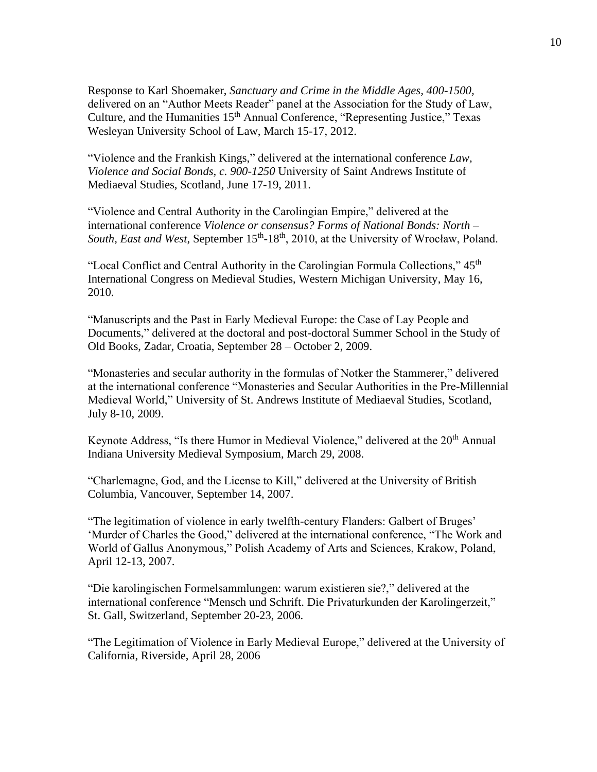Response to Karl Shoemaker, *Sanctuary and Crime in the Middle Ages, 400-1500,* delivered on an "Author Meets Reader" panel at the Association for the Study of Law, Culture, and the Humanities 15th Annual Conference, "Representing Justice," Texas Wesleyan University School of Law, March 15-17, 2012.

"Violence and the Frankish Kings," delivered at the international conference *Law, Violence and Social Bonds, c. 900-1250* University of Saint Andrews Institute of Mediaeval Studies, Scotland, June 17-19, 2011.

"Violence and Central Authority in the Carolingian Empire," delivered at the international conference *Violence or consensus? Forms of National Bonds: North – South, East and West,* September 15th-18th, 2010, at the University of Wrocław, Poland.

"Local Conflict and Central Authority in the Carolingian Formula Collections," 45th International Congress on Medieval Studies, Western Michigan University, May 16, 2010.

"Manuscripts and the Past in Early Medieval Europe: the Case of Lay People and Documents," delivered at the doctoral and post-doctoral Summer School in the Study of Old Books, Zadar, Croatia, September 28 – October 2, 2009.

"Monasteries and secular authority in the formulas of Notker the Stammerer," delivered at the international conference "Monasteries and Secular Authorities in the Pre-Millennial Medieval World," University of St. Andrews Institute of Mediaeval Studies, Scotland, July 8-10, 2009.

Keynote Address, "Is there Humor in Medieval Violence," delivered at the 20th Annual Indiana University Medieval Symposium, March 29, 2008.

"Charlemagne, God, and the License to Kill," delivered at the University of British Columbia, Vancouver, September 14, 2007.

"The legitimation of violence in early twelfth-century Flanders: Galbert of Bruges' 'Murder of Charles the Good," delivered at the international conference, "The Work and World of Gallus Anonymous," Polish Academy of Arts and Sciences, Krakow, Poland, April 12-13, 2007.

"Die karolingischen Formelsammlungen: warum existieren sie?," delivered at the international conference "Mensch und Schrift. Die Privaturkunden der Karolingerzeit," St. Gall, Switzerland, September 20-23, 2006.

"The Legitimation of Violence in Early Medieval Europe," delivered at the University of California, Riverside, April 28, 2006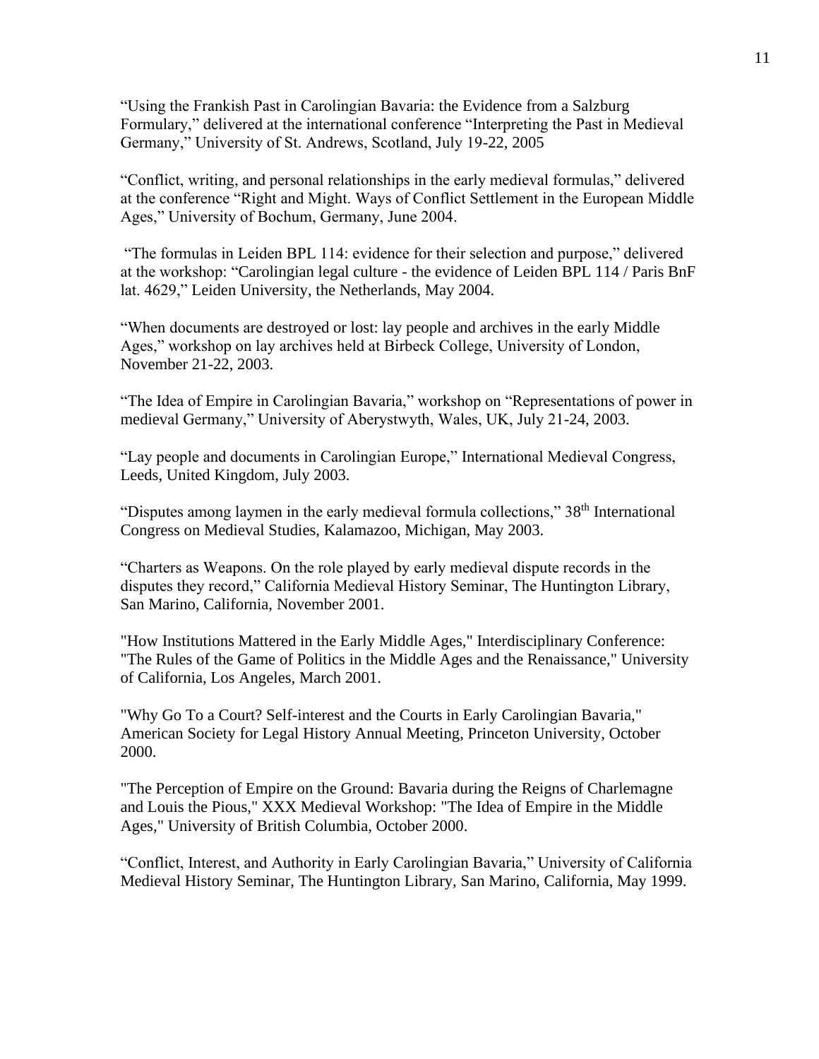“Using the Frankish Past in Carolingian Bavaria: the Evidence from a Salzburg Formulary,” delivered at the international conference “Interpreting the Past in Medieval Germany,” University of St. Andrews, Scotland, July 19-22, 2005

“Conflict, writing, and personal relationships in the early medieval formulas,” delivered at the conference “Right and Might. Ways of Conflict Settlement in the European Middle Ages,” University of Bochum, Germany, June 2004.

“The formulas in Leiden BPL 114: evidence for their selection and purpose,” delivered at the workshop: “Carolingian legal culture - the evidence of Leiden BPL 114 / Paris BnF lat. 4629,” Leiden University, the Netherlands, May 2004.

“When documents are destroyed or lost: lay people and archives in the early Middle Ages,” workshop on lay archives held at Birbeck College, University of London, November 21-22, 2003.

“The Idea of Empire in Carolingian Bavaria,” workshop on “Representations of power in medieval Germany,” University of Aberystwyth, Wales, UK, July 21-24, 2003.

“Lay people and documents in Carolingian Europe,” International Medieval Congress, Leeds, United Kingdom, July 2003.

“Disputes among laymen in the early medieval formula collections,” 38th International Congress on Medieval Studies, Kalamazoo, Michigan, May 2003.

“Charters as Weapons. On the role played by early medieval dispute records in the disputes they record,” California Medieval History Seminar, The Huntington Library, San Marino, California, November 2001.

"How Institutions Mattered in the Early Middle Ages," Interdisciplinary Conference: "The Rules of the Game of Politics in the Middle Ages and the Renaissance," University of California, Los Angeles, March 2001.

"Why Go To a Court? Self-interest and the Courts in Early Carolingian Bavaria," American Society for Legal History Annual Meeting, Princeton University, October 2000.

"The Perception of Empire on the Ground: Bavaria during the Reigns of Charlemagne and Louis the Pious," XXX Medieval Workshop: "The Idea of Empire in the Middle Ages," University of British Columbia, October 2000.

“Conflict, Interest, and Authority in Early Carolingian Bavaria,” University of California Medieval History Seminar, The Huntington Library, San Marino, California, May 1999.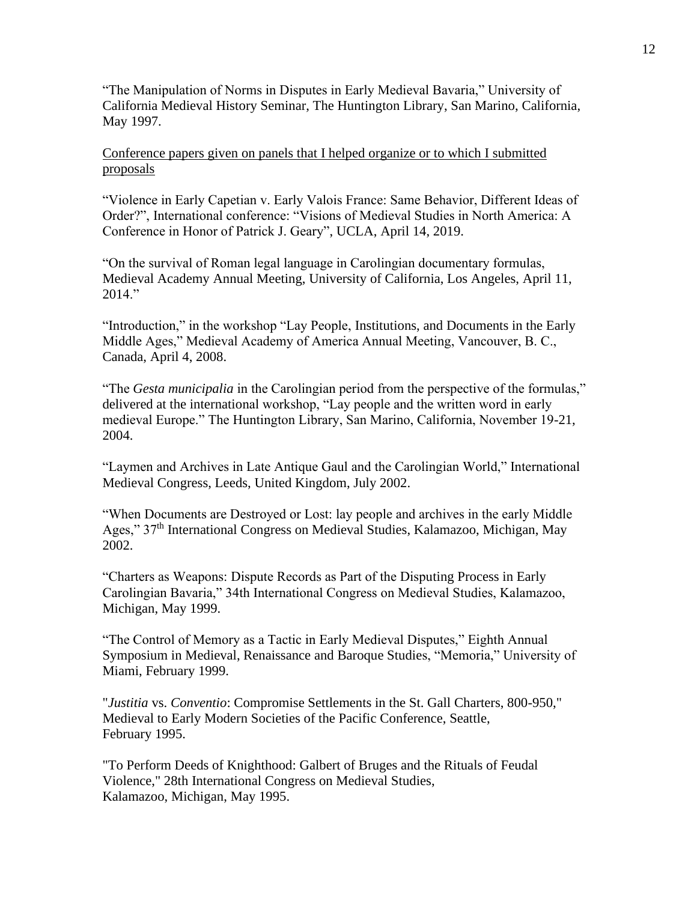“The Manipulation of Norms in Disputes in Early Medieval Bavaria,” University of California Medieval History Seminar, The Huntington Library, San Marino, California, May 1997.

Conference papers given on panels that I helped organize or to which I submitted proposals

“Violence in Early Capetian v. Early Valois France: Same Behavior, Different Ideas of Order?”, International conference: “Visions of Medieval Studies in North America: A Conference in Honor of Patrick J. Geary”, UCLA, April 14, 2019.

“On the survival of Roman legal language in Carolingian documentary formulas, Medieval Academy Annual Meeting, University of California, Los Angeles, April 11, 2014.”

“Introduction,” in the workshop “Lay People, Institutions, and Documents in the Early Middle Ages,” Medieval Academy of America Annual Meeting, Vancouver, B. C., Canada, April 4, 2008.

“The *Gesta municipalia* in the Carolingian period from the perspective of the formulas,” delivered at the international workshop, “Lay people and the written word in early medieval Europe.” The Huntington Library, San Marino, California, November 19-21, 2004.

“Laymen and Archives in Late Antique Gaul and the Carolingian World,” International Medieval Congress, Leeds, United Kingdom, July 2002.

“When Documents are Destroyed or Lost: lay people and archives in the early Middle Ages,” 37th International Congress on Medieval Studies, Kalamazoo, Michigan, May 2002.

“Charters as Weapons: Dispute Records as Part of the Disputing Process in Early Carolingian Bavaria,” 34th International Congress on Medieval Studies, Kalamazoo, Michigan, May 1999.

“The Control of Memory as a Tactic in Early Medieval Disputes,” Eighth Annual Symposium in Medieval, Renaissance and Baroque Studies, “Memoria,” University of Miami, February 1999.

"*Justitia* vs. *Conventio*: Compromise Settlements in the St. Gall Charters, 800-950," Medieval to Early Modern Societies of the Pacific Conference, Seattle, February 1995.

"To Perform Deeds of Knighthood: Galbert of Bruges and the Rituals of Feudal Violence," 28th International Congress on Medieval Studies, Kalamazoo, Michigan, May 1995.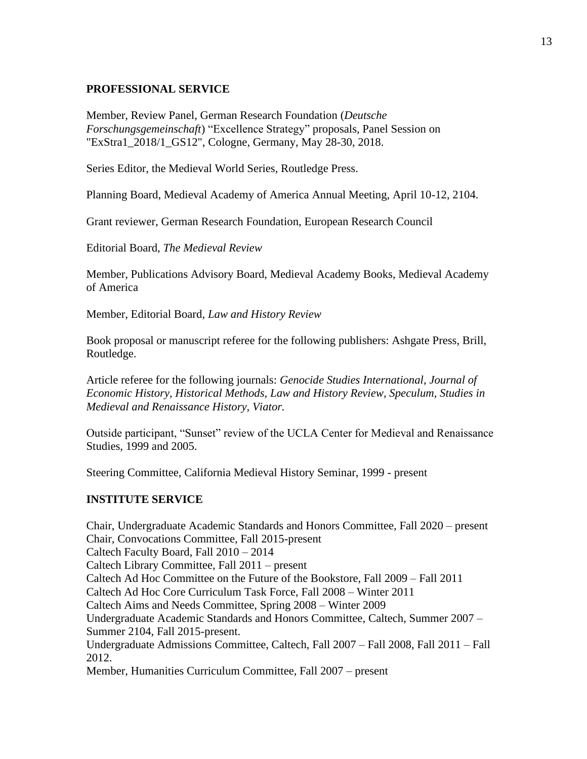**PROFESSIONAL SERVICE**

Member, Review Panel, German Research Foundation (*Deutsche Forschungsgemeinschaft*) “Excellence Strategy” proposals, Panel Session on "ExStra1_2018/1_GS12", Cologne, Germany, May 28-30, 2018.

Series Editor, the Medieval World Series, Routledge Press.

Planning Board, Medieval Academy of America Annual Meeting, April 10-12, 2104.

Grant reviewer, German Research Foundation, European Research Council

Editorial Board, *The Medieval Review*

Member, Publications Advisory Board, Medieval Academy Books, Medieval Academy of America

Member, Editorial Board, *Law and History Review*

Book proposal or manuscript referee for the following publishers: Ashgate Press, Brill, Routledge.

Article referee for the following journals: *Genocide Studies International*, *Journal of Economic History, Historical Methods, Law and History Review, Speculum, Studies in Medieval and Renaissance History, Viator.*

Outside participant, “Sunset” review of the UCLA Center for Medieval and Renaissance Studies, 1999 and 2005.

Steering Committee, California Medieval History Seminar, 1999 - present

**INSTITUTE SERVICE**

Chair, Undergraduate Academic Standards and Honors Committee, Fall 2020 – present
Chair, Convocations Committee, Fall 2015-present
Caltech Faculty Board, Fall 2010 – 2014
Caltech Library Committee, Fall 2011 – present
Caltech Ad Hoc Committee on the Future of the Bookstore, Fall 2009 – Fall 2011
Caltech Ad Hoc Core Curriculum Task Force, Fall 2008 – Winter 2011
Caltech Aims and Needs Committee, Spring 2008 – Winter 2009
Undergraduate Academic Standards and Honors Committee, Caltech, Summer 2007 – Summer 2104, Fall 2015-present.
Undergraduate Admissions Committee, Caltech, Fall 2007 – Fall 2008, Fall 2011 – Fall 2012.
Member, Humanities Curriculum Committee, Fall 2007 – present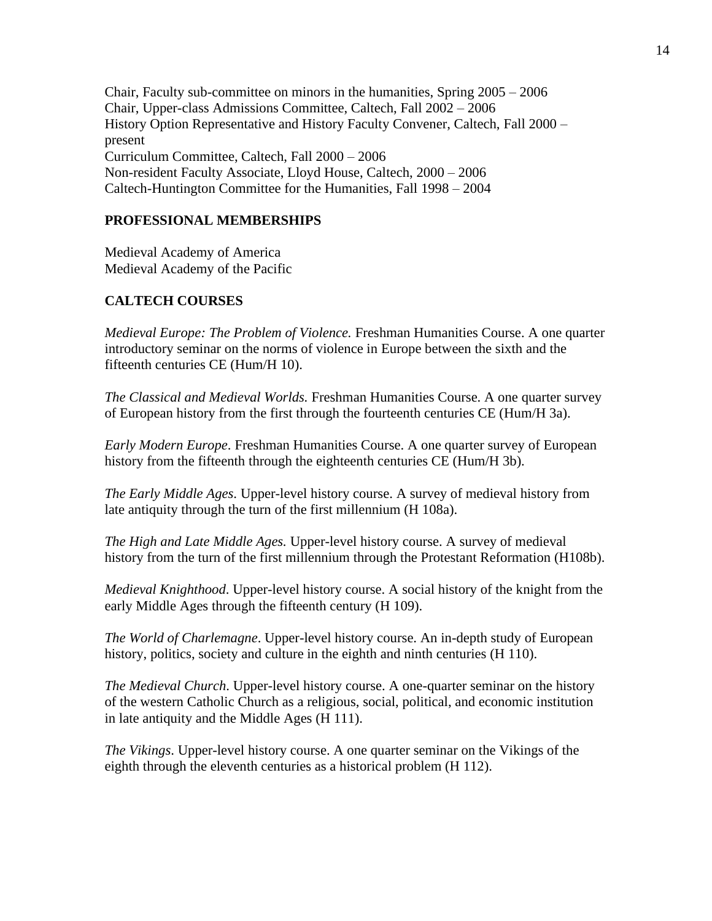Chair, Faculty sub-committee on minors in the humanities, Spring 2005 – 2006
Chair, Upper-class Admissions Committee, Caltech, Fall 2002 – 2006
History Option Representative and History Faculty Convener, Caltech, Fall 2000 – present
Curriculum Committee, Caltech, Fall 2000 – 2006
Non-resident Faculty Associate, Lloyd House, Caltech, 2000 – 2006
Caltech-Huntington Committee for the Humanities, Fall 1998 – 2004

**PROFESSIONAL MEMBERSHIPS**

Medieval Academy of America
Medieval Academy of the Pacific

**CALTECH COURSES**

*Medieval Europe: The Problem of Violence.* Freshman Humanities Course. A one quarter introductory seminar on the norms of violence in Europe between the sixth and the fifteenth centuries CE (Hum/H 10).

*The Classical and Medieval Worlds.* Freshman Humanities Course. A one quarter survey of European history from the first through the fourteenth centuries CE (Hum/H 3a).

*Early Modern Europe*. Freshman Humanities Course. A one quarter survey of European history from the fifteenth through the eighteenth centuries CE (Hum/H 3b).

*The Early Middle Ages*. Upper-level history course. A survey of medieval history from late antiquity through the turn of the first millennium (H 108a).

*The High and Late Middle Ages.* Upper-level history course. A survey of medieval history from the turn of the first millennium through the Protestant Reformation (H108b).

*Medieval Knighthood*. Upper-level history course. A social history of the knight from the early Middle Ages through the fifteenth century (H 109).

*The World of Charlemagne*. Upper-level history course. An in-depth study of European history, politics, society and culture in the eighth and ninth centuries (H 110).

*The Medieval Church*. Upper-level history course. A one-quarter seminar on the history of the western Catholic Church as a religious, social, political, and economic institution in late antiquity and the Middle Ages (H 111).

*The Vikings*. Upper-level history course. A one quarter seminar on the Vikings of the eighth through the eleventh centuries as a historical problem (H 112).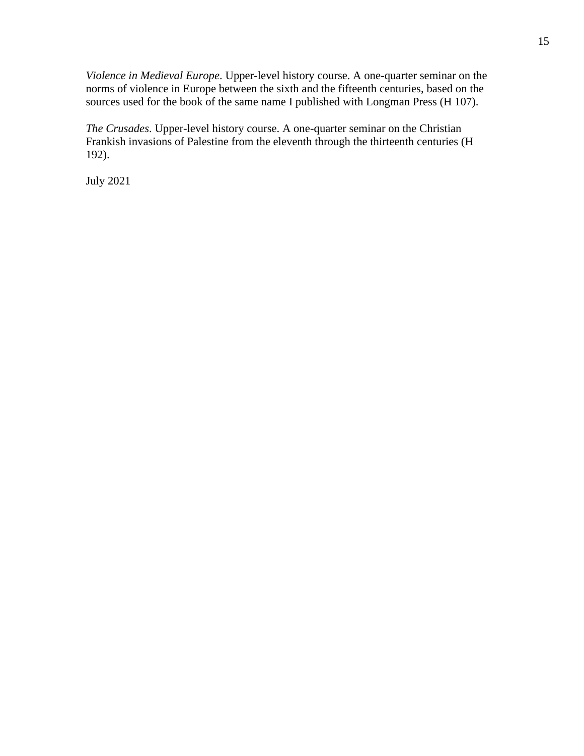*Violence in Medieval Europe*. Upper-level history course. A one-quarter seminar on the norms of violence in Europe between the sixth and the fifteenth centuries, based on the sources used for the book of the same name I published with Longman Press (H 107).

*The Crusades*. Upper-level history course. A one-quarter seminar on the Christian Frankish invasions of Palestine from the eleventh through the thirteenth centuries (H 192).

July 2021